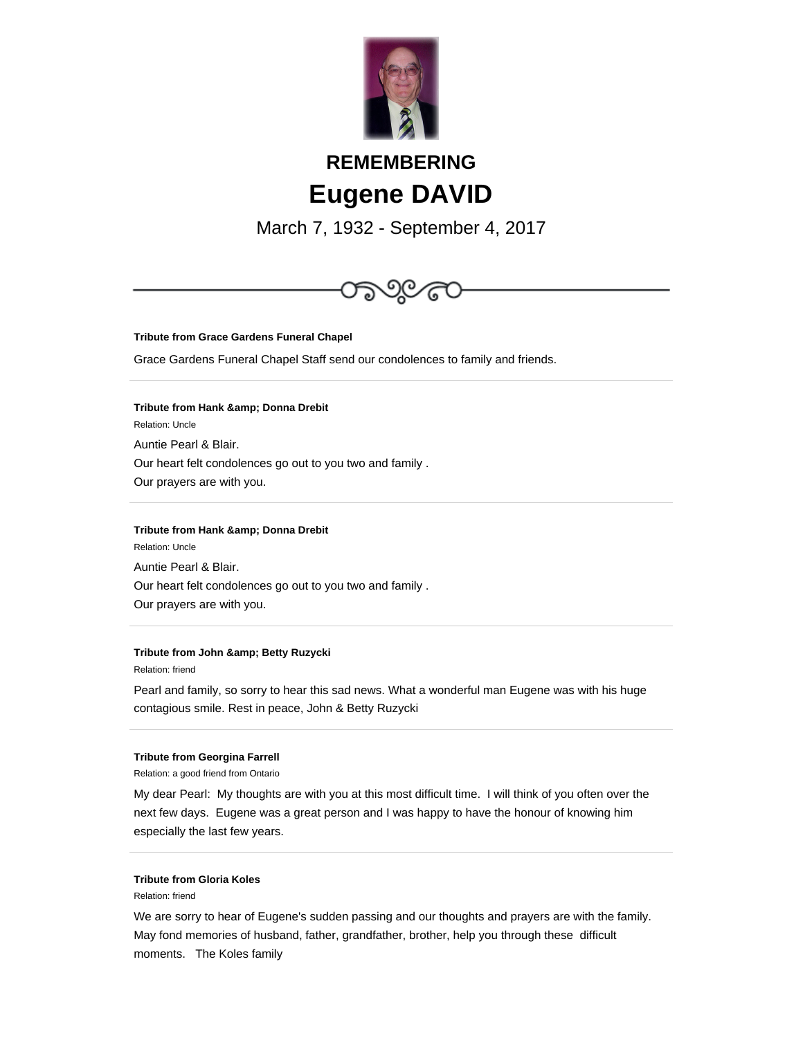# REMEMBERING

# Eugene DAVID

March 7, 1932 - September 4, 2017

---

**Tribute from Grace Gardens Funeral Chapel**

Grace Gardens Funeral Chapel Staff send our condolences to family and friends.

---

**Tribute from Hank &amp; Donna Drebit**

Relation: Uncle

Auntie Pearl & Blair.
Our heart felt condolences go out to you two and family .
Our prayers are with you.

---

**Tribute from Hank &amp; Donna Drebit**

Relation: Uncle

Auntie Pearl & Blair.
Our heart felt condolences go out to you two and family .
Our prayers are with you.

---

**Tribute from John &amp; Betty Ruzycki**

Relation: friend

Pearl and family, so sorry to hear this sad news. What a wonderful man Eugene was with his huge contagious smile. Rest in peace, John & Betty Ruzycki

---

**Tribute from Georgina Farrell**

Relation: a good friend from Ontario

My dear Pearl: My thoughts are with you at this most difficult time. I will think of you often over the next few days. Eugene was a great person and I was happy to have the honour of knowing him especially the last few years.

---

**Tribute from Gloria Koles**

Relation: friend

We are sorry to hear of Eugene's sudden passing and our thoughts and prayers are with the family. May fond memories of husband, father, grandfather, brother, help you through these difficult moments. The Koles family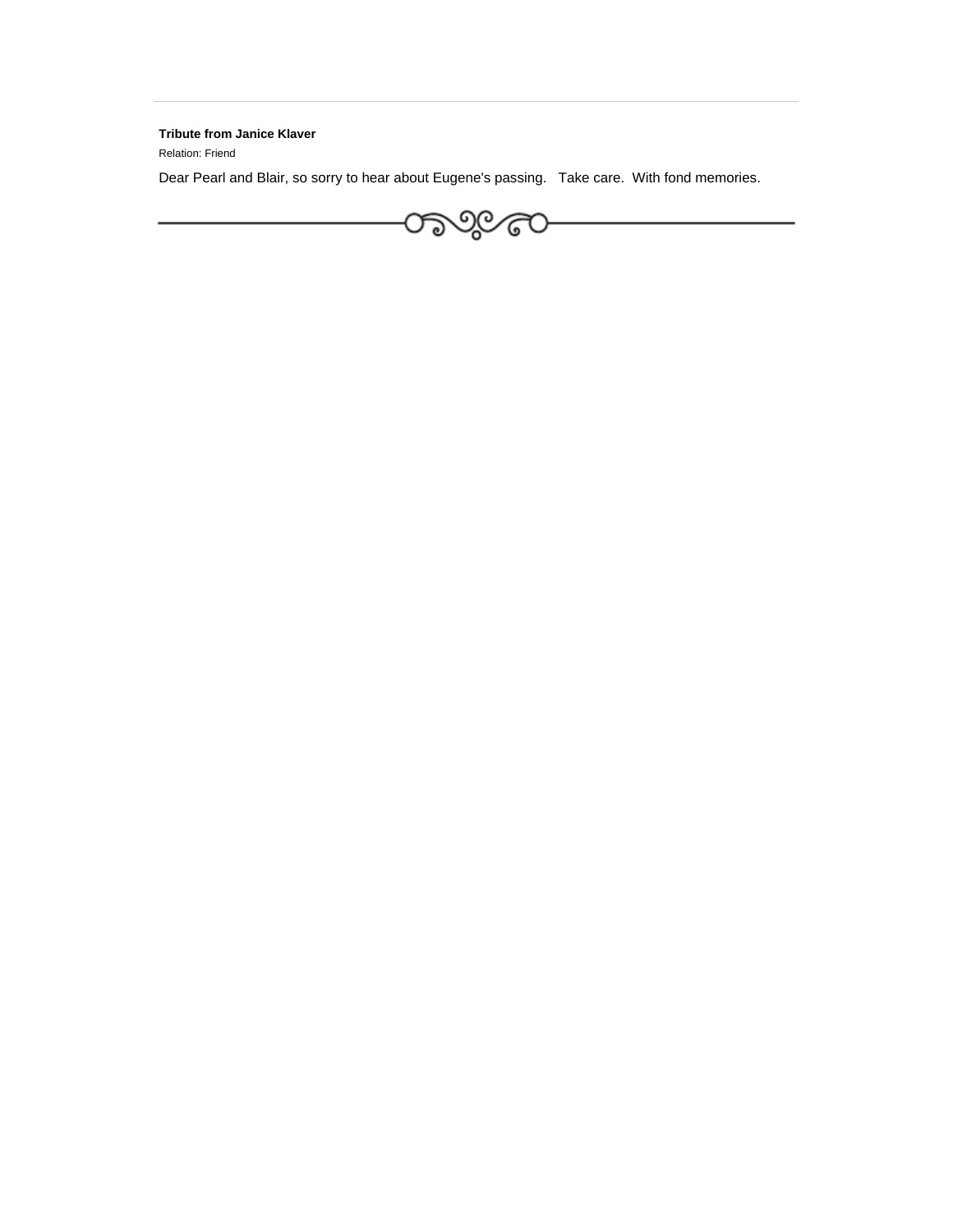**Tribute from Janice Klaver**

Relation: Friend

Dear Pearl and Blair, so sorry to hear about Eugene's passing. Take care. With fond memories.